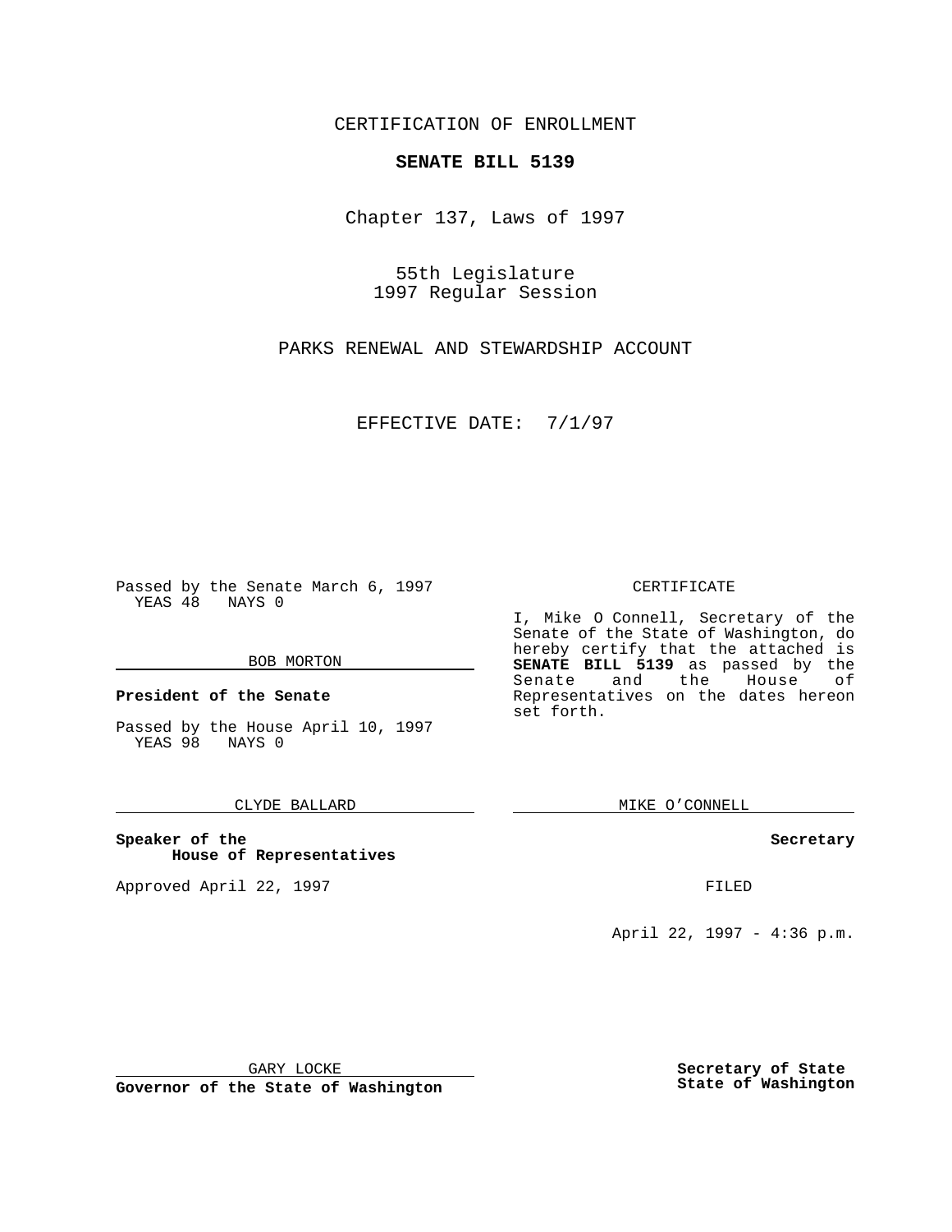CERTIFICATION OF ENROLLMENT

**SENATE BILL 5139**

Chapter 137, Laws of 1997

55th Legislature
1997 Regular Session

PARKS RENEWAL AND STEWARDSHIP ACCOUNT

EFFECTIVE DATE: 7/1/97

Passed by the Senate March 6, 1997
YEAS 48 NAYS 0

BOB MORTON

**President of the Senate**

Passed by the House April 10, 1997
YEAS 98 NAYS 0

CLYDE BALLARD

**Speaker of the House of Representatives**

Approved April 22, 1997

GARY LOCKE

**Governor of the State of Washington**

CERTIFICATE

I, Mike O Connell, Secretary of the Senate of the State of Washington, do hereby certify that the attached is **SENATE BILL 5139** as passed by the Senate and the House of Representatives on the dates hereon set forth.

MIKE O'CONNELL

**Secretary**

FILED

April 22, 1997 - 4:36 p.m.

**Secretary of State State of Washington**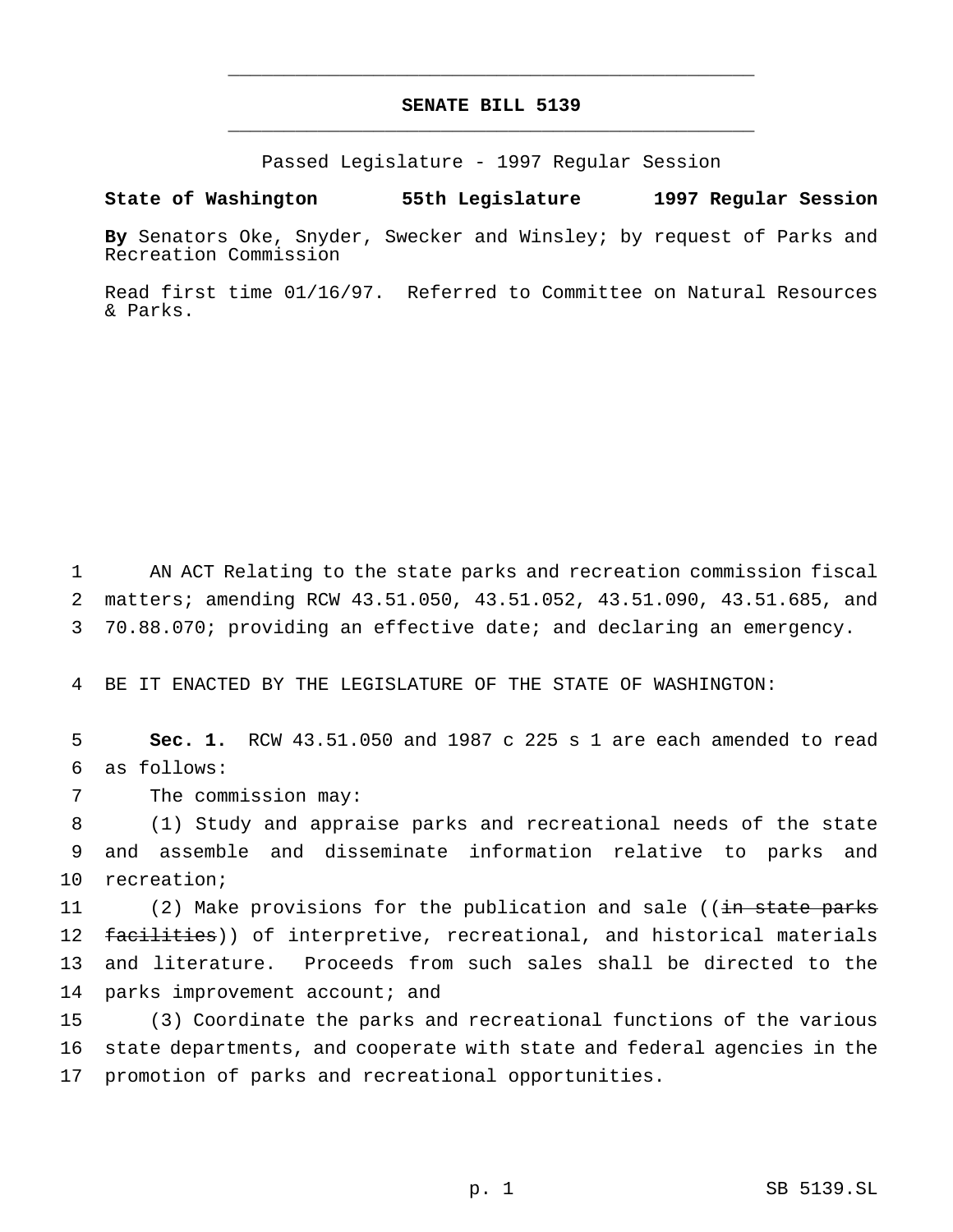# SENATE BILL 5139

Passed Legislature - 1997 Regular Session

**State of Washington 55th Legislature 1997 Regular Session**

**By** Senators Oke, Snyder, Swecker and Winsley; by request of Parks and Recreation Commission

Read first time 01/16/97. Referred to Committee on Natural Resources & Parks.

AN ACT Relating to the state parks and recreation commission fiscal matters; amending RCW 43.51.050, 43.51.052, 43.51.090, 43.51.685, and 70.88.070; providing an effective date; and declaring an emergency.

BE IT ENACTED BY THE LEGISLATURE OF THE STATE OF WASHINGTON:

**Sec. 1.** RCW 43.51.050 and 1987 c 225 s 1 are each amended to read as follows:

The commission may:

(1) Study and appraise parks and recreational needs of the state and assemble and disseminate information relative to parks and recreation;

(2) Make provisions for the publication and sale ((~~in state parks facilities~~)) of interpretive, recreational, and historical materials and literature. Proceeds from such sales shall be directed to the parks improvement account; and

(3) Coordinate the parks and recreational functions of the various state departments, and cooperate with state and federal agencies in the promotion of parks and recreational opportunities.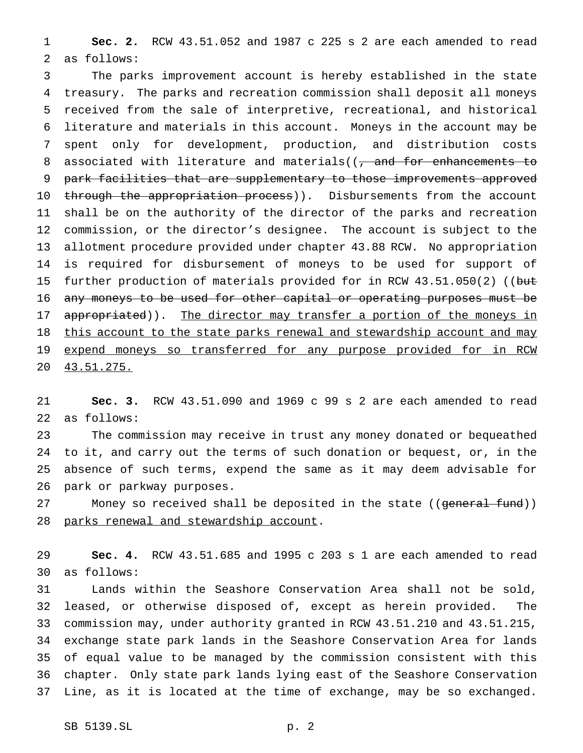**Sec. 2.** RCW 43.51.052 and 1987 c 225 s 2 are each amended to read as follows:

The parks improvement account is hereby established in the state treasury. The parks and recreation commission shall deposit all moneys received from the sale of interpretive, recreational, and historical literature and materials in this account. Moneys in the account may be spent only for development, production, and distribution costs associated with literature and materials((~~, and for enhancements to park facilities that are supplementary to those improvements approved through the appropriation process~~)). Disbursements from the account shall be on the authority of the director of the parks and recreation commission, or the director's designee. The account is subject to the allotment procedure provided under chapter 43.88 RCW. No appropriation is required for disbursement of moneys to be used for support of further production of materials provided for in RCW 43.51.050(2) ((~~but any moneys to be used for other capital or operating purposes must be appropriated~~)). <u>The director may transfer a portion of the moneys in this account to the state parks renewal and stewardship account and may expend moneys so transferred for any purpose provided for in RCW 43.51.275.</u>

**Sec. 3.** RCW 43.51.090 and 1969 c 99 s 2 are each amended to read as follows:

The commission may receive in trust any money donated or bequeathed to it, and carry out the terms of such donation or bequest, or, in the absence of such terms, expend the same as it may deem advisable for park or parkway purposes.

Money so received shall be deposited in the state ((~~general fund~~)) <u>parks renewal and stewardship account</u>.

**Sec. 4.** RCW 43.51.685 and 1995 c 203 s 1 are each amended to read as follows:

Lands within the Seashore Conservation Area shall not be sold, leased, or otherwise disposed of, except as herein provided. The commission may, under authority granted in RCW 43.51.210 and 43.51.215, exchange state park lands in the Seashore Conservation Area for lands of equal value to be managed by the commission consistent with this chapter. Only state park lands lying east of the Seashore Conservation Line, as it is located at the time of exchange, may be so exchanged.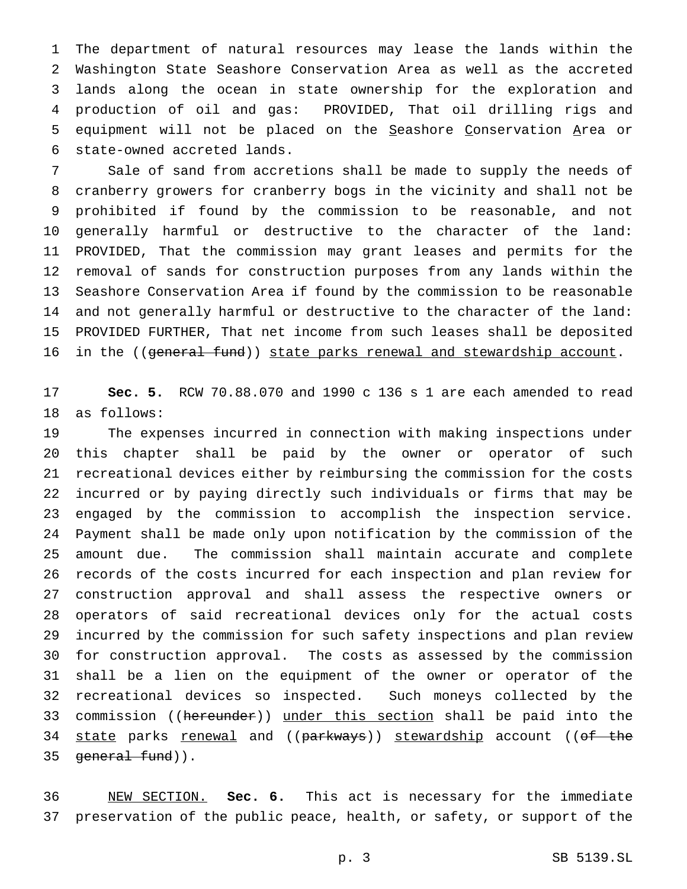The department of natural resources may lease the lands within the Washington State Seashore Conservation Area as well as the accreted lands along the ocean in state ownership for the exploration and production of oil and gas: PROVIDED, That oil drilling rigs and equipment will not be placed on the Seashore Conservation Area or state-owned accreted lands.

Sale of sand from accretions shall be made to supply the needs of cranberry growers for cranberry bogs in the vicinity and shall not be prohibited if found by the commission to be reasonable, and not generally harmful or destructive to the character of the land: PROVIDED, That the commission may grant leases and permits for the removal of sands for construction purposes from any lands within the Seashore Conservation Area if found by the commission to be reasonable and not generally harmful or destructive to the character of the land: PROVIDED FURTHER, That net income from such leases shall be deposited in the ((~~general fund~~)) state parks renewal and stewardship account.

**Sec. 5.** RCW 70.88.070 and 1990 c 136 s 1 are each amended to read as follows:

The expenses incurred in connection with making inspections under this chapter shall be paid by the owner or operator of such recreational devices either by reimbursing the commission for the costs incurred or by paying directly such individuals or firms that may be engaged by the commission to accomplish the inspection service. Payment shall be made only upon notification by the commission of the amount due. The commission shall maintain accurate and complete records of the costs incurred for each inspection and plan review for construction approval and shall assess the respective owners or operators of said recreational devices only for the actual costs incurred by the commission for such safety inspections and plan review for construction approval. The costs as assessed by the commission shall be a lien on the equipment of the owner or operator of the recreational devices so inspected. Such moneys collected by the commission ((~~hereunder~~)) under this section shall be paid into the state parks renewal and ((~~parkways~~)) stewardship account ((~~of the general fund~~)).

NEW SECTION. **Sec. 6.** This act is necessary for the immediate preservation of the public peace, health, or safety, or support of the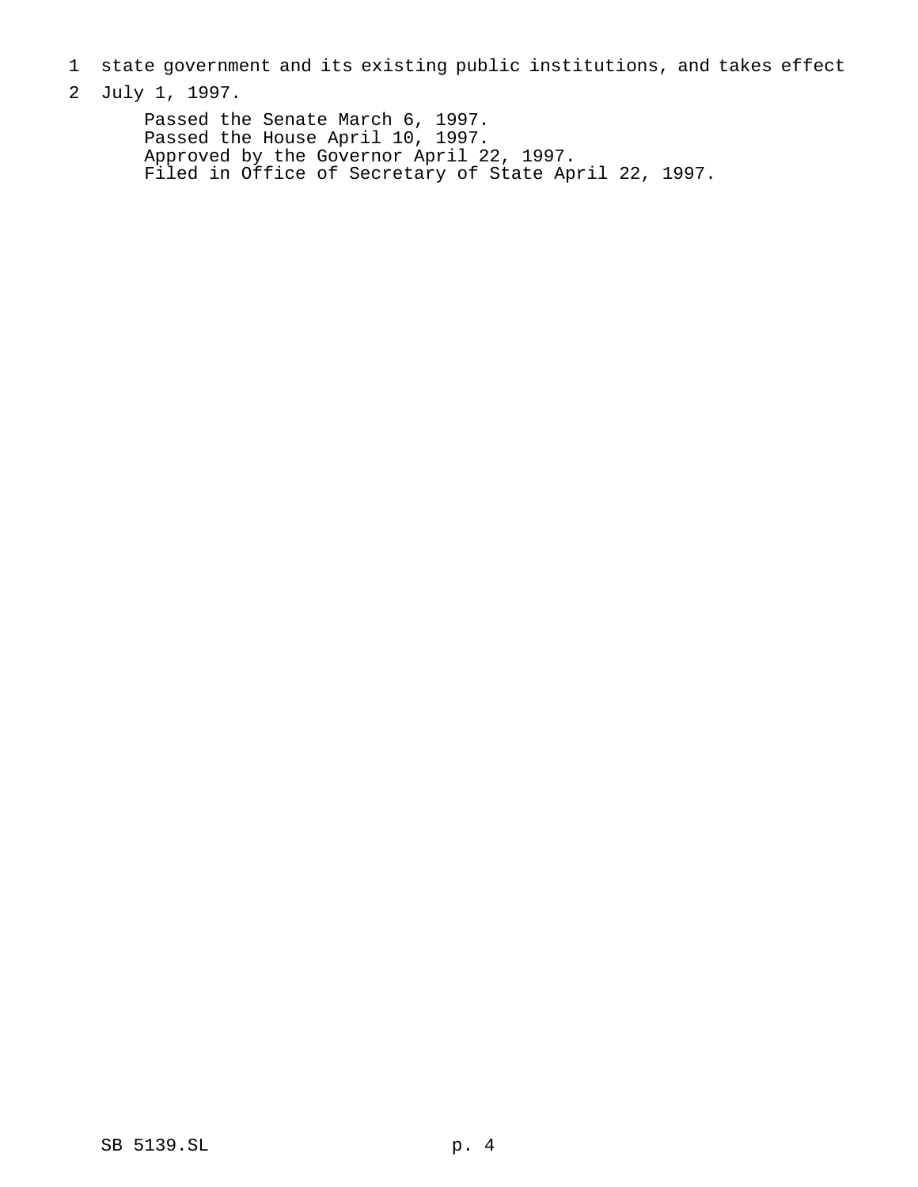state government and its existing public institutions, and takes effect July 1, 1997.

Passed the Senate March 6, 1997.
Passed the House April 10, 1997.
Approved by the Governor April 22, 1997.
Filed in Office of Secretary of State April 22, 1997.